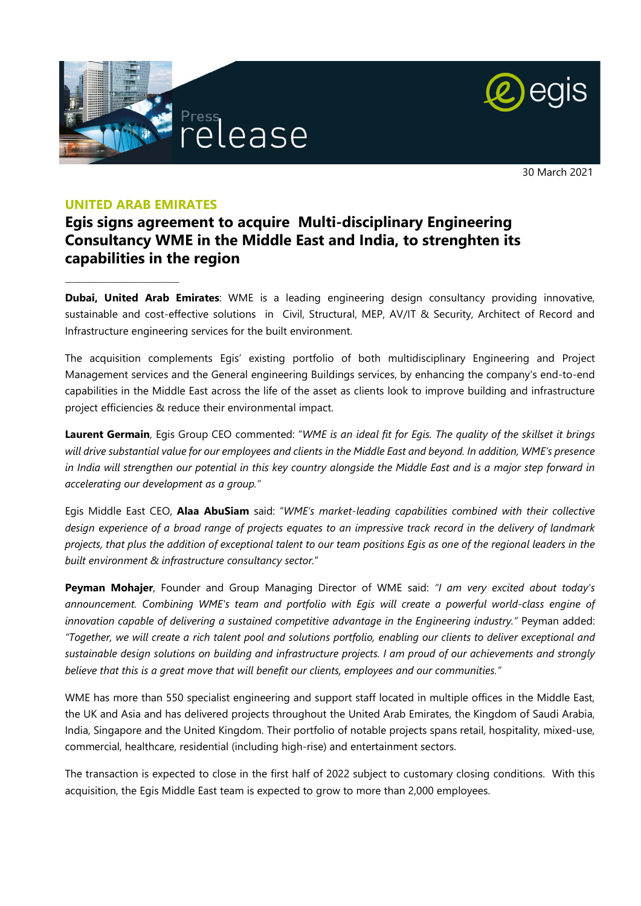Press release

30 March 2021

**UNITED ARAB EMIRATES**

# Egis signs agreement to acquire Multi-disciplinary Engineering Consultancy WME in the Middle East and India, to strenghten its capabilities in the region

**Dubai, United Arab Emirates**: WME is a leading engineering design consultancy providing innovative, sustainable and cost-effective solutions in Civil, Structural, MEP, AV/IT & Security, Architect of Record and Infrastructure engineering services for the built environment.

The acquisition complements Egis' existing portfolio of both multidisciplinary Engineering and Project Management services and the General engineering Buildings services, by enhancing the company's end-to-end capabilities in the Middle East across the life of the asset as clients look to improve building and infrastructure project efficiencies & reduce their environmental impact.

**Laurent Germain**, Egis Group CEO commented: "*WME is an ideal fit for Egis. The quality of the skillset it brings will drive substantial value for our employees and clients in the Middle East and beyond. In addition, WME's presence in India will strengthen our potential in this key country alongside the Middle East and is a major step forward in accelerating our development as a group.*"

Egis Middle East CEO, **Alaa AbuSiam** said: "*WME's market-leading capabilities combined with their collective design experience of a broad range of projects equates to an impressive track record in the delivery of landmark projects, that plus the addition of exceptional talent to our team positions Egis as one of the regional leaders in the built environment & infrastructure consultancy sector.*"

**Peyman Mohajer**, Founder and Group Managing Director of WME said: *"I am very excited about today's announcement. Combining WME's team and portfolio with Egis will create a powerful world-class engine of innovation capable of delivering a sustained competitive advantage in the Engineering industry."* Peyman added: *"Together, we will create a rich talent pool and solutions portfolio, enabling our clients to deliver exceptional and sustainable design solutions on building and infrastructure projects. I am proud of our achievements and strongly believe that this is a great move that will benefit our clients, employees and our communities."*

WME has more than 550 specialist engineering and support staff located in multiple offices in the Middle East, the UK and Asia and has delivered projects throughout the United Arab Emirates, the Kingdom of Saudi Arabia, India, Singapore and the United Kingdom. Their portfolio of notable projects spans retail, hospitality, mixed-use, commercial, healthcare, residential (including high-rise) and entertainment sectors.

The transaction is expected to close in the first half of 2022 subject to customary closing conditions. With this acquisition, the Egis Middle East team is expected to grow to more than 2,000 employees.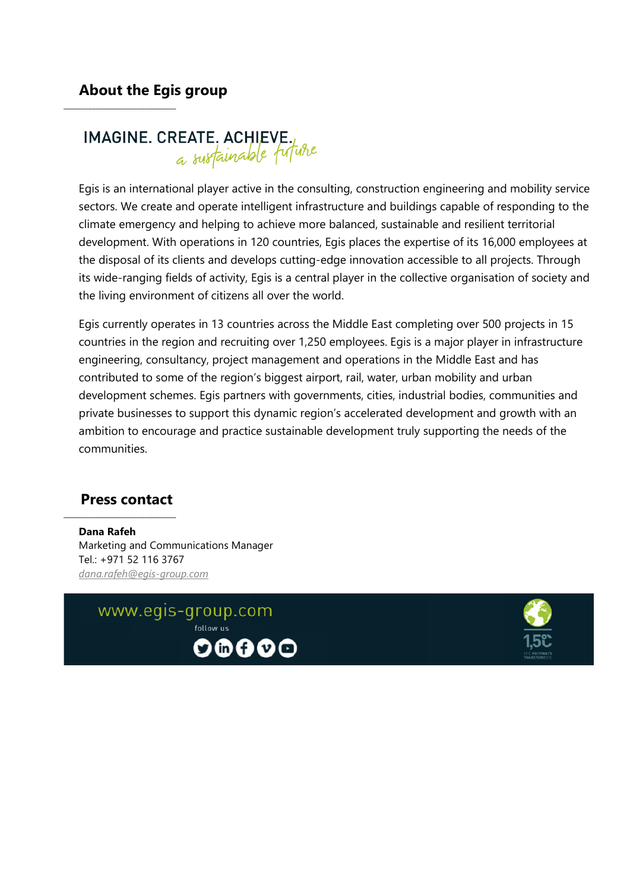## About the Egis group

IMAGINE. CREATE. ACHIEVE. *a sustainable future*

Egis is an international player active in the consulting, construction engineering and mobility service sectors. We create and operate intelligent infrastructure and buildings capable of responding to the climate emergency and helping to achieve more balanced, sustainable and resilient territorial development. With operations in 120 countries, Egis places the expertise of its 16,000 employees at the disposal of its clients and develops cutting-edge innovation accessible to all projects. Through its wide-ranging fields of activity, Egis is a central player in the collective organisation of society and the living environment of citizens all over the world.

Egis currently operates in 13 countries across the Middle East completing over 500 projects in 15 countries in the region and recruiting over 1,250 employees. Egis is a major player in infrastructure engineering, consultancy, project management and operations in the Middle East and has contributed to some of the region's biggest airport, rail, water, urban mobility and urban development schemes. Egis partners with governments, cities, industrial bodies, communities and private businesses to support this dynamic region's accelerated development and growth with an ambition to encourage and practice sustainable development truly supporting the needs of the communities.

## Press contact

**Dana Rafeh**
Marketing and Communications Manager
Tel.: +971 52 116 3767
*dana.rafeh@egis-group.com*

www.egis-group.com
follow us